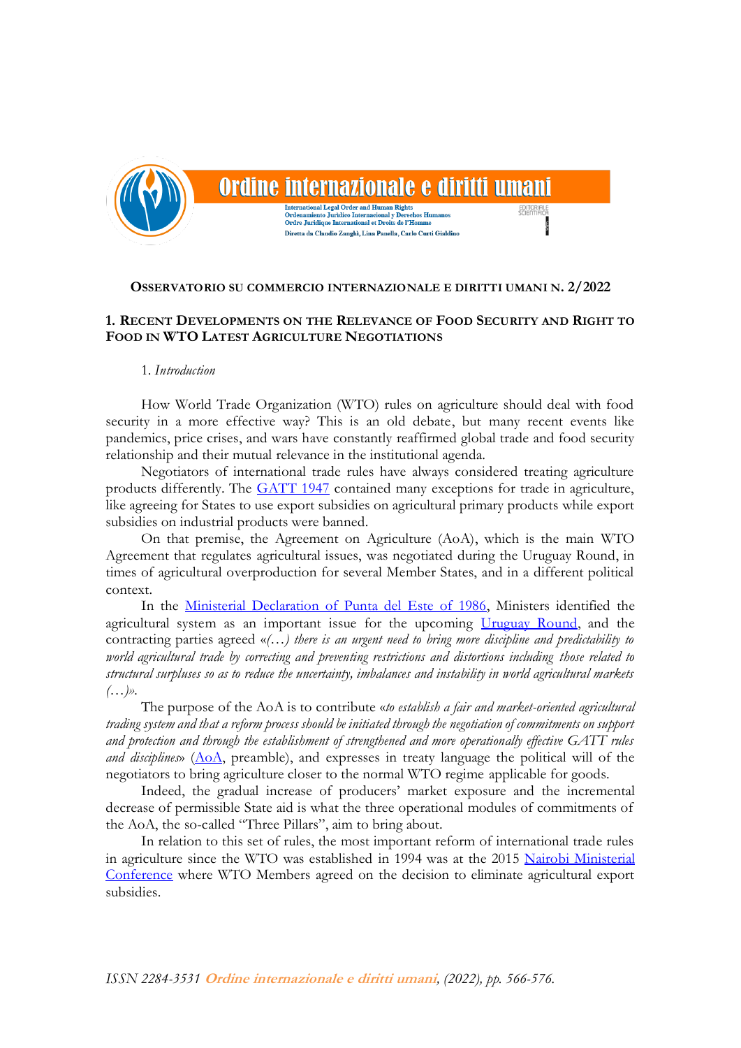**OSSERVATORIO SU COMMERCIO INTERNAZIONALE E DIRITTI UMANI N. 2/2022**

# 1. RECENT DEVELOPMENTS ON THE RELEVANCE OF FOOD SECURITY AND RIGHT TO FOOD IN WTO LATEST AGRICULTURE NEGOTIATIONS

## 1. *Introduction*

How World Trade Organization (WTO) rules on agriculture should deal with food security in a more effective way? This is an old debate, but many recent events like pandemics, price crises, and wars have constantly reaffirmed global trade and food security relationship and their mutual relevance in the institutional agenda.

Negotiators of international trade rules have always considered treating agriculture products differently. The GATT 1947 contained many exceptions for trade in agriculture, like agreeing for States to use export subsidies on agricultural primary products while export subsidies on industrial products were banned.

On that premise, the Agreement on Agriculture (AoA), which is the main WTO Agreement that regulates agricultural issues, was negotiated during the Uruguay Round, in times of agricultural overproduction for several Member States, and in a different political context.

In the Ministerial Declaration of Punta del Este of 1986, Ministers identified the agricultural system as an important issue for the upcoming Uruguay Round, and the contracting parties agreed «*(…) there is an urgent need to bring more discipline and predictability to world agricultural trade by correcting and preventing restrictions and distortions including those related to structural surpluses so as to reduce the uncertainty, imbalances and instability in world agricultural markets (…)*».

The purpose of the AoA is to contribute «*to establish a fair and market-oriented agricultural trading system and that a reform process should be initiated through the negotiation of commitments on support and protection and through the establishment of strengthened and more operationally effective GATT rules and disciplines*» (AoA, preamble), and expresses in treaty language the political will of the negotiators to bring agriculture closer to the normal WTO regime applicable for goods.

Indeed, the gradual increase of producers' market exposure and the incremental decrease of permissible State aid is what the three operational modules of commitments of the AoA, the so-called "Three Pillars", aim to bring about.

In relation to this set of rules, the most important reform of international trade rules in agriculture since the WTO was established in 1994 was at the 2015 Nairobi Ministerial Conference where WTO Members agreed on the decision to eliminate agricultural export subsidies.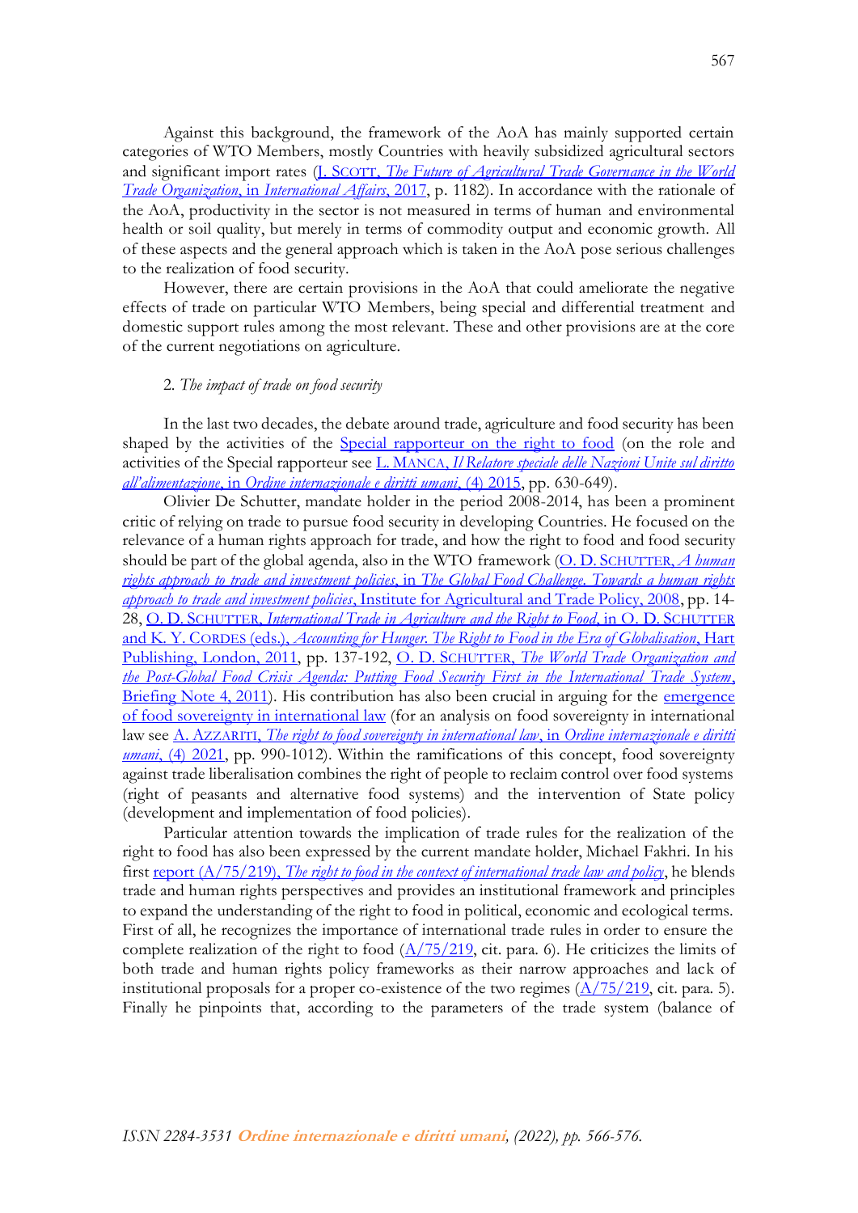Against this background, the framework of the AoA has mainly supported certain categories of WTO Members, mostly Countries with heavily subsidized agricultural sectors and significant import rates (J. SCOTT, *The Future of Agricultural Trade Governance in the World Trade Organization*, in *International Affairs*, 2017, p. 1182). In accordance with the rationale of the AoA, productivity in the sector is not measured in terms of human and environmental health or soil quality, but merely in terms of commodity output and economic growth. All of these aspects and the general approach which is taken in the AoA pose serious challenges to the realization of food security.

However, there are certain provisions in the AoA that could ameliorate the negative effects of trade on particular WTO Members, being special and differential treatment and domestic support rules among the most relevant. These and other provisions are at the core of the current negotiations on agriculture.

## 2. *The impact of trade on food security*

In the last two decades, the debate around trade, agriculture and food security has been shaped by the activities of the Special rapporteur on the right to food (on the role and activities of the Special rapporteur see L. MANCA, *Il Relatore speciale delle Nazioni Unite sul diritto all'alimentazione*, in *Ordine internazionale e diritti umani*, (4) 2015, pp. 630-649).

Olivier De Schutter, mandate holder in the period 2008-2014, has been a prominent critic of relying on trade to pursue food security in developing Countries. He focused on the relevance of a human rights approach for trade, and how the right to food and food security should be part of the global agenda, also in the WTO framework (O. D. SCHUTTER, *A human rights approach to trade and investment policies*, in *The Global Food Challenge. Towards a human rights approach to trade and investment policies*, Institute for Agricultural and Trade Policy, 2008, pp. 14-28, O. D. SCHUTTER, *International Trade in Agriculture and the Right to Food*, in O. D. SCHUTTER and K. Y. CORDES (eds.), *Accounting for Hunger. The Right to Food in the Era of Globalisation*, Hart Publishing, London, 2011, pp. 137-192, O. D. SCHUTTER, *The World Trade Organization and the Post-Global Food Crisis Agenda: Putting Food Security First in the International Trade System*, Briefing Note 4, 2011). His contribution has also been crucial in arguing for the emergence of food sovereignty in international law (for an analysis on food sovereignty in international law see A. AZZARITI, *The right to food sovereignty in international law*, in *Ordine internazionale e diritti umani*, (4) 2021, pp. 990-1012). Within the ramifications of this concept, food sovereignty against trade liberalisation combines the right of people to reclaim control over food systems (right of peasants and alternative food systems) and the intervention of State policy (development and implementation of food policies).

Particular attention towards the implication of trade rules for the realization of the right to food has also been expressed by the current mandate holder, Michael Fakhri. In his first report (A/75/219), *The right to food in the context of international trade law and policy*, he blends trade and human rights perspectives and provides an institutional framework and principles to expand the understanding of the right to food in political, economic and ecological terms. First of all, he recognizes the importance of international trade rules in order to ensure the complete realization of the right to food (A/75/219, cit. para. 6). He criticizes the limits of both trade and human rights policy frameworks as their narrow approaches and lack of institutional proposals for a proper co-existence of the two regimes (A/75/219, cit. para. 5). Finally he pinpoints that, according to the parameters of the trade system (balance of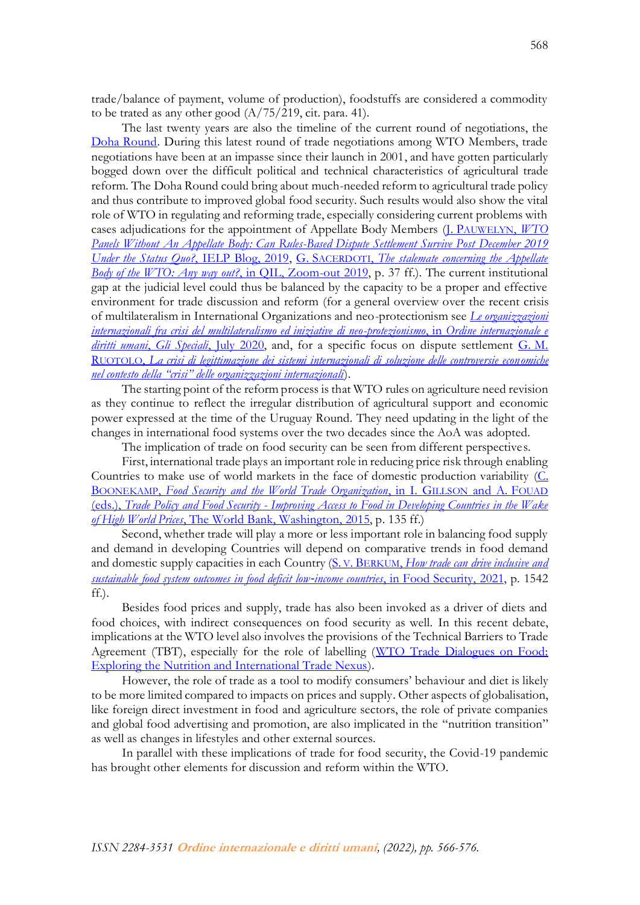trade/balance of payment, volume of production), foodstuffs are considered a commodity to be trated as any other good (A/75/219, cit. para. 41).

The last twenty years are also the timeline of the current round of negotiations, the Doha Round. During this latest round of trade negotiations among WTO Members, trade negotiations have been at an impasse since their launch in 2001, and have gotten particularly bogged down over the difficult political and technical characteristics of agricultural trade reform. The Doha Round could bring about much-needed reform to agricultural trade policy and thus contribute to improved global food security. Such results would also show the vital role of WTO in regulating and reforming trade, especially considering current problems with cases adjudications for the appointment of Appellate Body Members (J. PAUWELYN, *WTO Panels Without An Appellate Body: Can Rules-Based Dispute Settlement Survive Post December 2019 Under the Status Quo?*, IELP Blog, 2019, G. SACERDOTI, *The stalemate concerning the Appellate Body of the WTO: Any way out?*, in QIL, Zoom-out 2019, p. 37 ff.). The current institutional gap at the judicial level could thus be balanced by the capacity to be a proper and effective environment for trade discussion and reform (for a general overview over the recent crisis of multilateralism in International Organizations and neo-protectionism see *Le organizzazioni internazionali fra crisi del multilateralismo ed iniziative di neo-protezionismo*, in *Ordine internazionale e diritti umani*, *Gli Speciali*, July 2020, and, for a specific focus on dispute settlement G. M. RUOTOLO, *La crisi di legittimazione dei sistemi internazionali di soluzione delle controversie economiche nel contesto della "crisi" delle organizzazioni internazionali*).

The starting point of the reform process is that WTO rules on agriculture need revision as they continue to reflect the irregular distribution of agricultural support and economic power expressed at the time of the Uruguay Round. They need updating in the light of the changes in international food systems over the two decades since the AoA was adopted.

The implication of trade on food security can be seen from different perspectives.

First, international trade plays an important role in reducing price risk through enabling Countries to make use of world markets in the face of domestic production variability (C. BOONEKAMP, *Food Security and the World Trade Organization*, in I. GILLSON and A. FOUAD (eds.), *Trade Policy and Food Security - Improving Access to Food in Developing Countries in the Wake of High World Prices*, The World Bank, Washington, 2015, p. 135 ff.)

Second, whether trade will play a more or less important role in balancing food supply and demand in developing Countries will depend on comparative trends in food demand and domestic supply capacities in each Country (S. V. BERKUM, *How trade can drive inclusive and sustainable food system outcomes in food deficit low-income countries*, in Food Security, 2021, p. 1542 ff.).

Besides food prices and supply, trade has also been invoked as a driver of diets and food choices, with indirect consequences on food security as well. In this recent debate, implications at the WTO level also involves the provisions of the Technical Barriers to Trade Agreement (TBT), especially for the role of labelling (WTO Trade Dialogues on Food: Exploring the Nutrition and International Trade Nexus).

However, the role of trade as a tool to modify consumers' behaviour and diet is likely to be more limited compared to impacts on prices and supply. Other aspects of globalisation, like foreign direct investment in food and agriculture sectors, the role of private companies and global food advertising and promotion, are also implicated in the "nutrition transition" as well as changes in lifestyles and other external sources.

In parallel with these implications of trade for food security, the Covid-19 pandemic has brought other elements for discussion and reform within the WTO.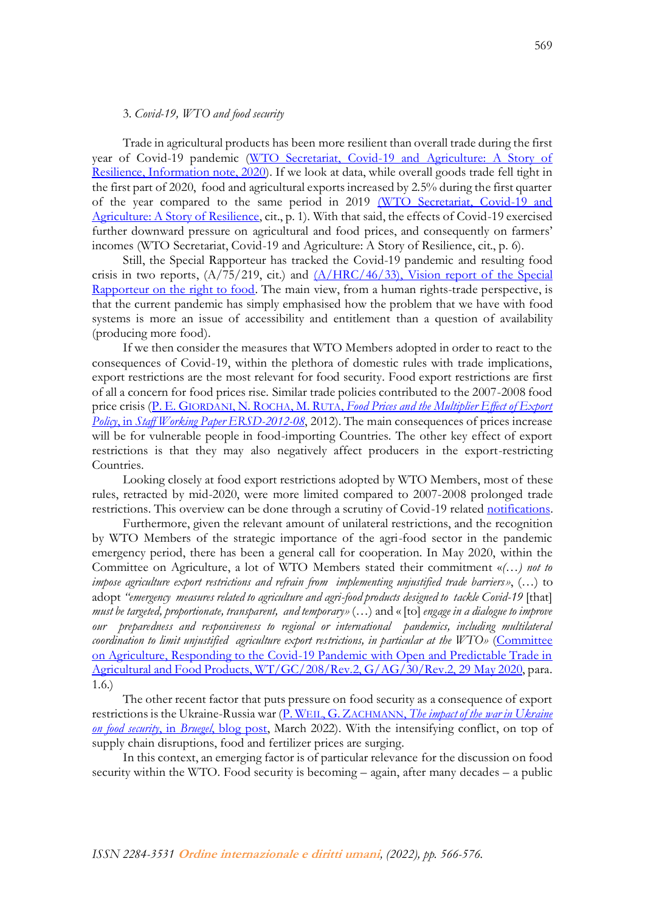### 3. *Covid-19, WTO and food security*

Trade in agricultural products has been more resilient than overall trade during the first year of Covid-19 pandemic (WTO Secretariat, Covid-19 and Agriculture: A Story of Resilience, Information note, 2020). If we look at data, while overall goods trade fell tight in the first part of 2020, food and agricultural exports increased by 2.5% during the first quarter of the year compared to the same period in 2019 (WTO Secretariat, Covid-19 and Agriculture: A Story of Resilience, cit., p. 1). With that said, the effects of Covid-19 exercised further downward pressure on agricultural and food prices, and consequently on farmers' incomes (WTO Secretariat, Covid-19 and Agriculture: A Story of Resilience, cit., p. 6).

Still, the Special Rapporteur has tracked the Covid-19 pandemic and resulting food crisis in two reports, (A/75/219, cit.) and (A/HRC/46/33), Vision report of the Special Rapporteur on the right to food. The main view, from a human rights-trade perspective, is that the current pandemic has simply emphasised how the problem that we have with food systems is more an issue of accessibility and entitlement than a question of availability (producing more food).

If we then consider the measures that WTO Members adopted in order to react to the consequences of Covid-19, within the plethora of domestic rules with trade implications, export restrictions are the most relevant for food security. Food export restrictions are first of all a concern for food prices rise. Similar trade policies contributed to the 2007-2008 food price crisis (P. E. GIORDANI, N. ROCHA, M. RUTA, *Food Prices and the Multiplier Effect of Export Policy*, in *Staff Working Paper ERSD-2012-08*, 2012). The main consequences of prices increase will be for vulnerable people in food-importing Countries. The other key effect of export restrictions is that they may also negatively affect producers in the export-restricting Countries.

Looking closely at food export restrictions adopted by WTO Members, most of these rules, retracted by mid-2020, were more limited compared to 2007-2008 prolonged trade restrictions. This overview can be done through a scrutiny of Covid-19 related notifications.

Furthermore, given the relevant amount of unilateral restrictions, and the recognition by WTO Members of the strategic importance of the agri-food sector in the pandemic emergency period, there has been a general call for cooperation. In May 2020, within the Committee on Agriculture, a lot of WTO Members stated their commitment «*(…) not to impose agriculture export restrictions and refrain from implementing unjustified trade barriers*», (…) to adopt *"emergency measures related to agriculture and agri-food products designed to tackle Covid-19* [that] *must be targeted, proportionate, transparent, and temporary»* (…) and « [to] *engage in a dialogue to improve our preparedness and responsiveness to regional or international pandemics, including multilateral coordination to limit unjustified agriculture export restrictions, in particular at the WTO»* (Committee on Agriculture, Responding to the Covid-19 Pandemic with Open and Predictable Trade in Agricultural and Food Products, WT/GC/208/Rev.2, G/AG/30/Rev.2, 29 May 2020, para. 1.6.)

The other recent factor that puts pressure on food security as a consequence of export restrictions is the Ukraine-Russia war (P. WEIL, G. ZACHMANN, *The impact of the war in Ukraine on food security*, in *Bruegel*, blog post, March 2022). With the intensifying conflict, on top of supply chain disruptions, food and fertilizer prices are surging.

In this context, an emerging factor is of particular relevance for the discussion on food security within the WTO. Food security is becoming – again, after many decades – a public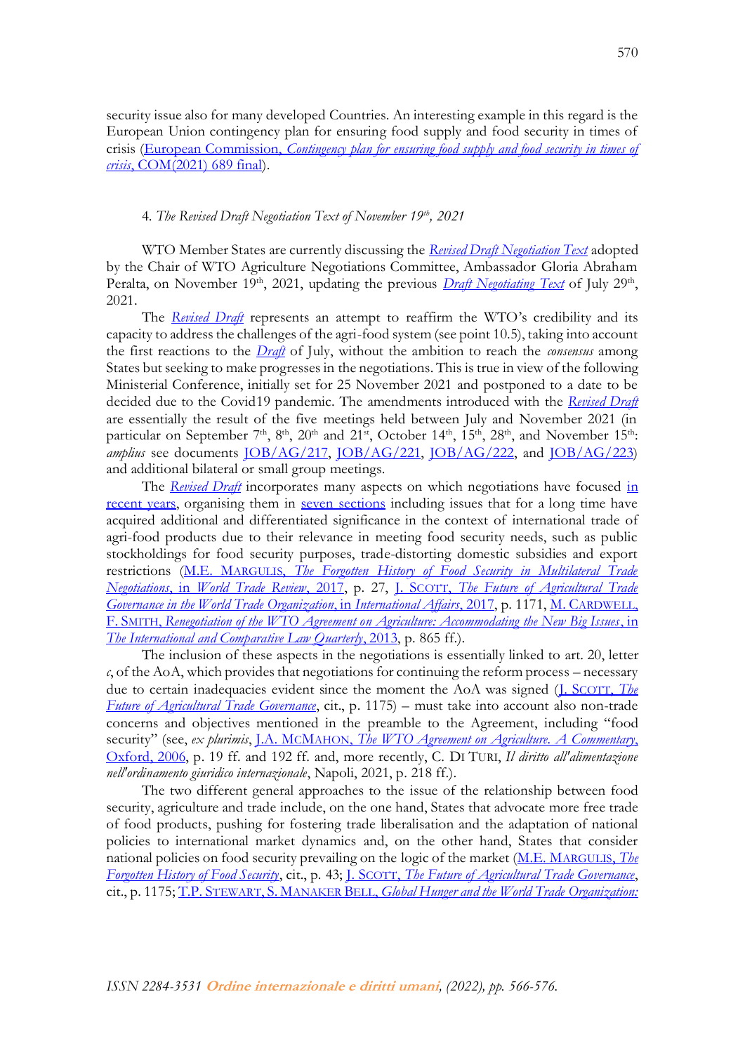security issue also for many developed Countries. An interesting example in this regard is the European Union contingency plan for ensuring food supply and food security in times of crisis (European Commission, *Contingency plan for ensuring food supply and food security in times of crisis*, COM(2021) 689 final).

#### 4. *The Revised Draft Negotiation Text of November 19th, 2021*

WTO Member States are currently discussing the *Revised Draft Negotiation Text* adopted by the Chair of WTO Agriculture Negotiations Committee, Ambassador Gloria Abraham Peralta, on November 19th, 2021, updating the previous *Draft Negotiating Text* of July 29th, 2021.

The *Revised Draft* represents an attempt to reaffirm the WTO's credibility and its capacity to address the challenges of the agri-food system (see point 10.5), taking into account the first reactions to the *Draft* of July, without the ambition to reach the *consensus* among States but seeking to make progresses in the negotiations. This is true in view of the following Ministerial Conference, initially set for 25 November 2021 and postponed to a date to be decided due to the Covid19 pandemic. The amendments introduced with the *Revised Draft* are essentially the result of the five meetings held between July and November 2021 (in particular on September 7th, 8th, 20th and 21st, October 14th, 15th, 28th, and November 15th: *amplius* see documents JOB/AG/217, JOB/AG/221, JOB/AG/222, and JOB/AG/223) and additional bilateral or small group meetings.

The *Revised Draft* incorporates many aspects on which negotiations have focused in recent years, organising them in seven sections including issues that for a long time have acquired additional and differentiated significance in the context of international trade of agri-food products due to their relevance in meeting food security needs, such as public stockholdings for food security purposes, trade-distorting domestic subsidies and export restrictions (M.E. Margulis, *The Forgotten History of Food Security in Multilateral Trade Negotiations*, in *World Trade Review*, 2017, p. 27, J. Scott, *The Future of Agricultural Trade Governance in the World Trade Organization*, in *International Affairs*, 2017, p. 1171, M. Cardwell, F. Smith, *Renegotiation of the WTO Agreement on Agriculture: Accommodating the New Big Issues*, in *The International and Comparative Law Quarterly*, 2013, p. 865 ff.).

The inclusion of these aspects in the negotiations is essentially linked to art. 20, letter *c*, of the AoA, which provides that negotiations for continuing the reform process – necessary due to certain inadequacies evident since the moment the AoA was signed (J. Scott, *The Future of Agricultural Trade Governance*, cit., p. 1175) – must take into account also non-trade concerns and objectives mentioned in the preamble to the Agreement, including "food security" (see, *ex plurimis*, J.A. McMahon, *The WTO Agreement on Agriculture. A Commentary*, Oxford, 2006, p. 19 ff. and 192 ff. and, more recently, C. Di Turi, *Il diritto all'alimentazione nell'ordinamento giuridico internazionale*, Napoli, 2021, p. 218 ff.).

The two different general approaches to the issue of the relationship between food security, agriculture and trade include, on the one hand, States that advocate more free trade of food products, pushing for fostering trade liberalisation and the adaptation of national policies to international market dynamics and, on the other hand, States that consider national policies on food security prevailing on the logic of the market (M.E. Margulis, *The Forgotten History of Food Security*, cit., p. 43; J. Scott, *The Future of Agricultural Trade Governance*, cit., p. 1175; T.P. Stewart, S. Manaker Bell, *Global Hunger and the World Trade Organization:*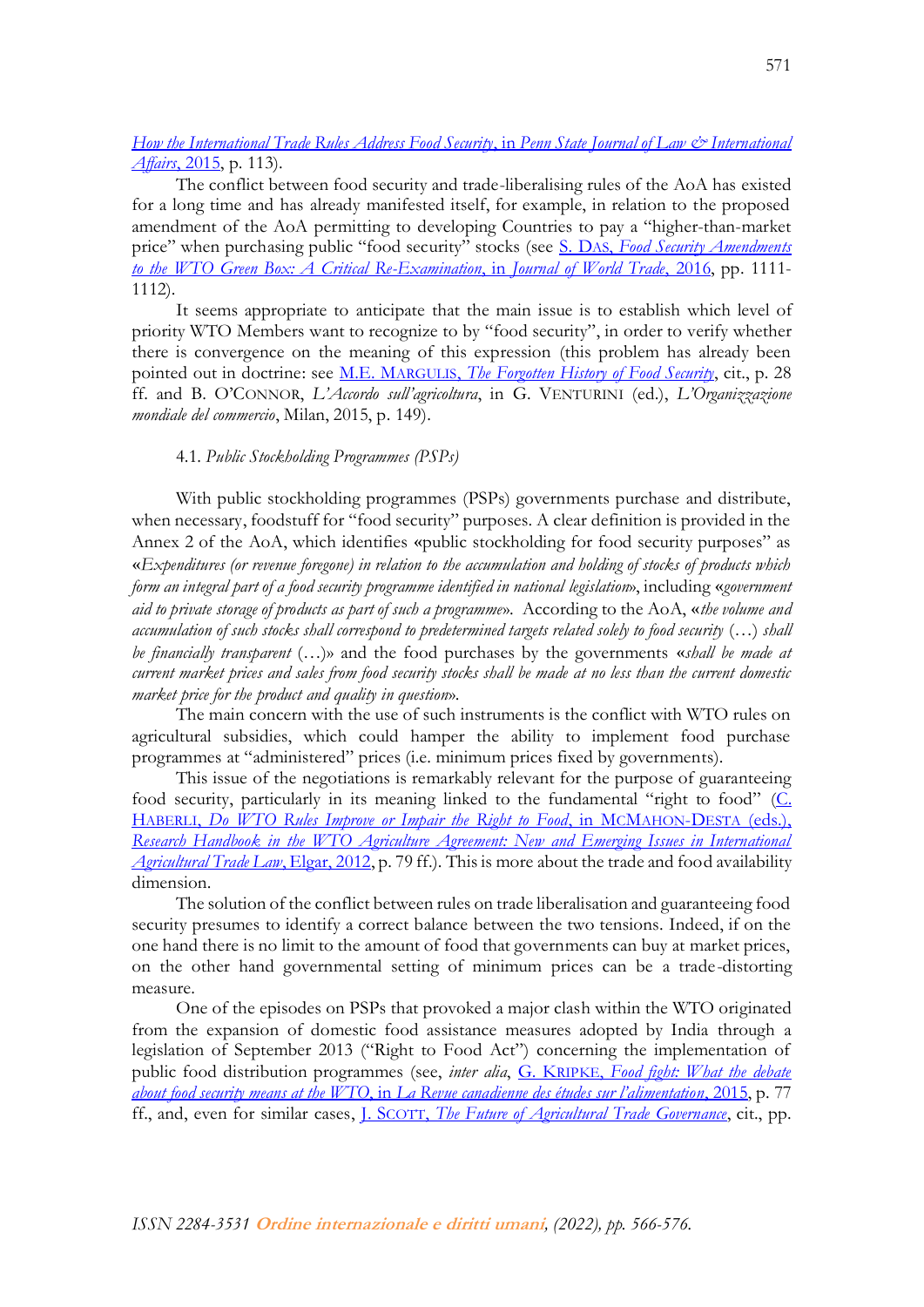*How the International Trade Rules Address Food Security*, in *Penn State Journal of Law & International Affairs*, 2015, p. 113).

The conflict between food security and trade-liberalising rules of the AoA has existed for a long time and has already manifested itself, for example, in relation to the proposed amendment of the AoA permitting to developing Countries to pay a "higher-than-market price" when purchasing public "food security" stocks (see S. DAS, *Food Security Amendments to the WTO Green Box: A Critical Re-Examination*, in *Journal of World Trade*, 2016, pp. 1111-1112).

It seems appropriate to anticipate that the main issue is to establish which level of priority WTO Members want to recognize to by "food security", in order to verify whether there is convergence on the meaning of this expression (this problem has already been pointed out in doctrine: see M.E. MARGULIS, *The Forgotten History of Food Security*, cit., p. 28 ff. and B. O'CONNOR, *L'Accordo sull'agricoltura*, in G. VENTURINI (ed.), *L'Organizzazione mondiale del commercio*, Milan, 2015, p. 149).

### 4.1. *Public Stockholding Programmes (PSPs)*

With public stockholding programmes (PSPs) governments purchase and distribute, when necessary, foodstuff for "food security" purposes. A clear definition is provided in the Annex 2 of the AoA, which identifies «public stockholding for food security purposes" as «*Expenditures (or revenue foregone) in relation to the accumulation and holding of stocks of products which form an integral part of a food security programme identified in national legislation*», including «*government aid to private storage of products as part of such a programme*». According to the AoA, «*the volume and accumulation of such stocks shall correspond to predetermined targets related solely to food security* (…) *shall be financially transparent* (…)» and the food purchases by the governments «*shall be made at current market prices and sales from food security stocks shall be made at no less than the current domestic market price for the product and quality in question*».

The main concern with the use of such instruments is the conflict with WTO rules on agricultural subsidies, which could hamper the ability to implement food purchase programmes at "administered" prices (i.e. minimum prices fixed by governments).

This issue of the negotiations is remarkably relevant for the purpose of guaranteeing food security, particularly in its meaning linked to the fundamental "right to food" (C. HABERLI, *Do WTO Rules Improve or Impair the Right to Food*, in MCMAHON-DESTA (eds.), *Research Handbook in the WTO Agriculture Agreement: New and Emerging Issues in International Agricultural Trade Law*, Elgar, 2012, p. 79 ff.). This is more about the trade and food availability dimension.

The solution of the conflict between rules on trade liberalisation and guaranteeing food security presumes to identify a correct balance between the two tensions. Indeed, if on the one hand there is no limit to the amount of food that governments can buy at market prices, on the other hand governmental setting of minimum prices can be a trade-distorting measure.

One of the episodes on PSPs that provoked a major clash within the WTO originated from the expansion of domestic food assistance measures adopted by India through a legislation of September 2013 ("Right to Food Act") concerning the implementation of public food distribution programmes (see, *inter alia*, G. KRIPKE, *Food fight: What the debate about food security means at the WTO*, in *La Revue canadienne des études sur l'alimentation*, 2015, p. 77 ff., and, even for similar cases, J. SCOTT, *The Future of Agricultural Trade Governance*, cit., pp.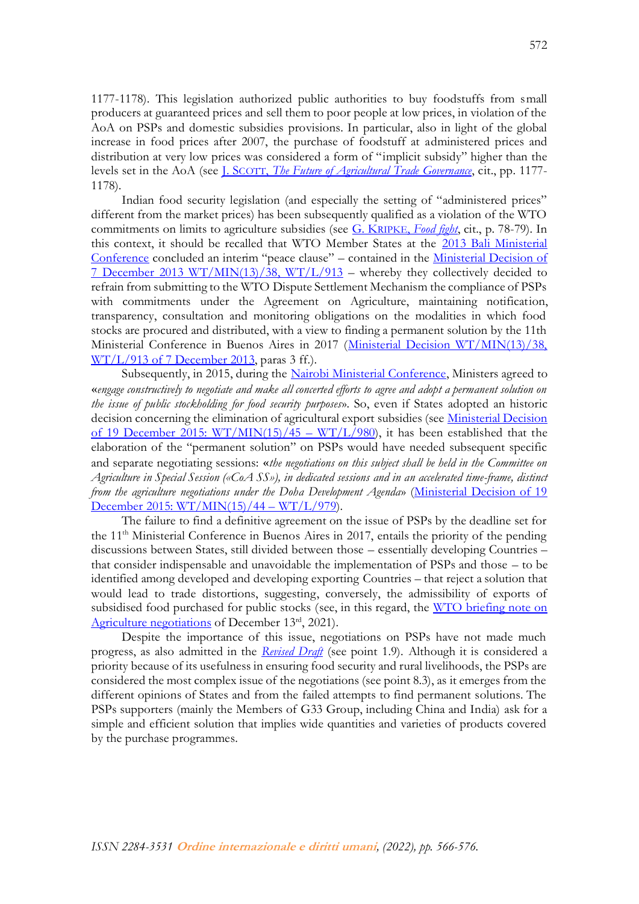1177-1178). This legislation authorized public authorities to buy foodstuffs from small producers at guaranteed prices and sell them to poor people at low prices, in violation of the AoA on PSPs and domestic subsidies provisions. In particular, also in light of the global increase in food prices after 2007, the purchase of foodstuff at administered prices and distribution at very low prices was considered a form of "implicit subsidy" higher than the levels set in the AoA (see J. SCOTT, *The Future of Agricultural Trade Governance*, cit., pp. 1177-1178).

Indian food security legislation (and especially the setting of "administered prices" different from the market prices) has been subsequently qualified as a violation of the WTO commitments on limits to agriculture subsidies (see G. KRIPKE, *Food fight*, cit., p. 78-79). In this context, it should be recalled that WTO Member States at the 2013 Bali Ministerial Conference concluded an interim "peace clause" – contained in the Ministerial Decision of 7 December 2013 WT/MIN(13)/38, WT/L/913 – whereby they collectively decided to refrain from submitting to the WTO Dispute Settlement Mechanism the compliance of PSPs with commitments under the Agreement on Agriculture, maintaining notification, transparency, consultation and monitoring obligations on the modalities in which food stocks are procured and distributed, with a view to finding a permanent solution by the 11th Ministerial Conference in Buenos Aires in 2017 (Ministerial Decision WT/MIN(13)/38, WT/L/913 of 7 December 2013, paras 3 ff.).

Subsequently, in 2015, during the Nairobi Ministerial Conference, Ministers agreed to «*engage constructively to negotiate and make all concerted efforts to agree and adopt a permanent solution on the issue of public stockholding for food security purposes*». So, even if States adopted an historic decision concerning the elimination of agricultural export subsidies (see Ministerial Decision of 19 December 2015: WT/MIN(15)/45 – WT/L/980), it has been established that the elaboration of the "permanent solution" on PSPs would have needed subsequent specific and separate negotiating sessions: «*the negotiations on this subject shall be held in the Committee on Agriculture in Special Session («CoA SS»), in dedicated sessions and in an accelerated time-frame, distinct from the agriculture negotiations under the Doha Development Agenda*» (Ministerial Decision of 19 December 2015: WT/MIN(15)/44 – WT/L/979).

The failure to find a definitive agreement on the issue of PSPs by the deadline set for the 11th Ministerial Conference in Buenos Aires in 2017, entails the priority of the pending discussions between States, still divided between those – essentially developing Countries – that consider indispensable and unavoidable the implementation of PSPs and those – to be identified among developed and developing exporting Countries – that reject a solution that would lead to trade distortions, suggesting, conversely, the admissibility of exports of subsidised food purchased for public stocks (see, in this regard, the WTO briefing note on Agriculture negotiations of December 13rd, 2021).

Despite the importance of this issue, negotiations on PSPs have not made much progress, as also admitted in the *Revised Draft* (see point 1.9). Although it is considered a priority because of its usefulness in ensuring food security and rural livelihoods, the PSPs are considered the most complex issue of the negotiations (see point 8.3), as it emerges from the different opinions of States and from the failed attempts to find permanent solutions. The PSPs supporters (mainly the Members of G33 Group, including China and India) ask for a simple and efficient solution that implies wide quantities and varieties of products covered by the purchase programmes.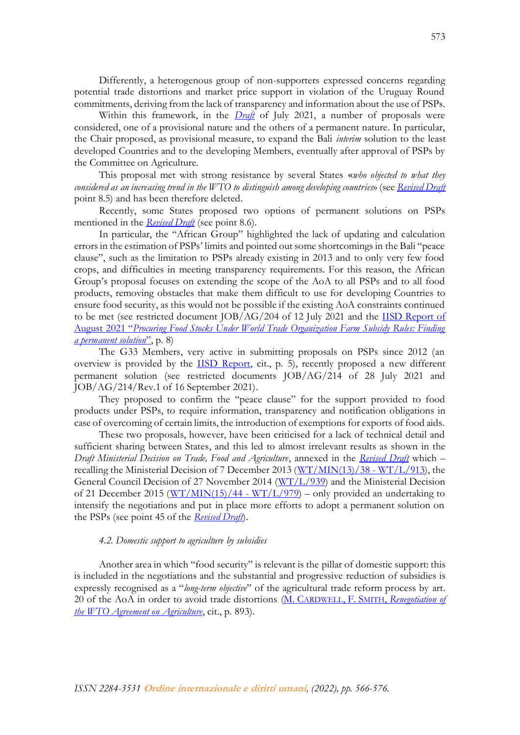Differently, a heterogenous group of non-supporters expressed concerns regarding potential trade distortions and market price support in violation of the Uruguay Round commitments, deriving from the lack of transparency and information about the use of PSPs.

Within this framework, in the *Draft* of July 2021, a number of proposals were considered, one of a provisional nature and the others of a permanent nature. In particular, the Chair proposed, as provisional measure, to expand the Bali *interim* solution to the least developed Countries and to the developing Members, eventually after approval of PSPs by the Committee on Agriculture.

This proposal met with strong resistance by several States «*who objected to what they considered as an increasing trend in the WTO to distinguish among developing countries*» (see *Revised Draft* point 8.5) and has been therefore deleted.

Recently, some States proposed two options of permanent solutions on PSPs mentioned in the *Revised Draft* (see point 8.6).

In particular, the "African Group" highlighted the lack of updating and calculation errors in the estimation of PSPs' limits and pointed out some shortcomings in the Bali "peace clause", such as the limitation to PSPs already existing in 2013 and to only very few food crops, and difficulties in meeting transparency requirements. For this reason, the African Group's proposal focuses on extending the scope of the AoA to all PSPs and to all food products, removing obstacles that make them difficult to use for developing Countries to ensure food security, as this would not be possible if the existing AoA constraints continued to be met (see restricted document JOB/AG/204 of 12 July 2021 and the IISD Report of August 2021 "*Procuring Food Stocks Under World Trade Organization Farm Subsidy Rules: Finding a permanent solution*", p. 8)

The G33 Members, very active in submitting proposals on PSPs since 2012 (an overview is provided by the IISD Report, cit., p. 5), recently proposed a new different permanent solution (see restricted documents JOB/AG/214 of 28 July 2021 and JOB/AG/214/Rev.1 of 16 September 2021).

They proposed to confirm the "peace clause" for the support provided to food products under PSPs, to require information, transparency and notification obligations in case of overcoming of certain limits, the introduction of exemptions for exports of food aids.

These two proposals, however, have been criticised for a lack of technical detail and sufficient sharing between States, and this led to almost irrelevant results as shown in the *Draft Ministerial Decision on Trade, Food and Agriculture*, annexed in the *Revised Draft* which – recalling the Ministerial Decision of 7 December 2013 (WT/MIN(13)/38 - WT/L/913), the General Council Decision of 27 November 2014 (WT/L/939) and the Ministerial Decision of 21 December 2015 (WT/MIN(15)/44 - WT/L/979) – only provided an undertaking to intensify the negotiations and put in place more efforts to adopt a permanent solution on the PSPs (see point 45 of the *Revised Draft*).

### *4.2. Domestic support to agriculture by subsidies*

Another area in which "food security" is relevant is the pillar of domestic support: this is included in the negotiations and the substantial and progressive reduction of subsidies is expressly recognised as a "*long-term objective*" of the agricultural trade reform process by art. 20 of the AoA in order to avoid trade distortions (M. Cardwell, F. Smith, *Renegotiation of the WTO Agreement on Agriculture*, cit., p. 893).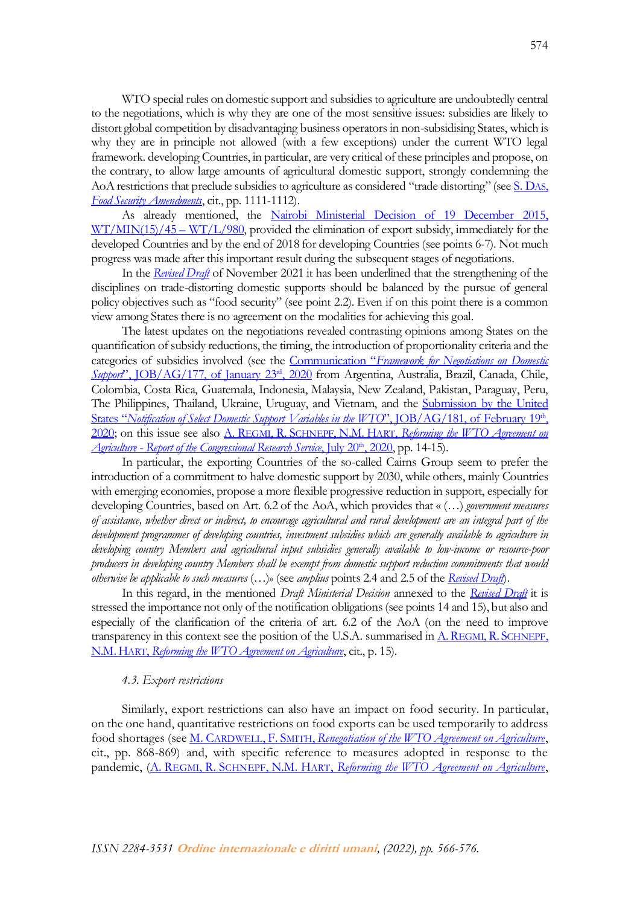WTO special rules on domestic support and subsidies to agriculture are undoubtedly central to the negotiations, which is why they are one of the most sensitive issues: subsidies are likely to distort global competition by disadvantaging business operators in non-subsidising States, which is why they are in principle not allowed (with a few exceptions) under the current WTO legal framework. developing Countries, in particular, are very critical of these principles and propose, on the contrary, to allow large amounts of agricultural domestic support, strongly condemning the AoA restrictions that preclude subsidies to agriculture as considered "trade distorting" (see S. DAS, *Food Security Amendments*, cit., pp. 1111-1112).

As already mentioned, the Nairobi Ministerial Decision of 19 December 2015, WT/MIN(15)/45 – WT/L/980, provided the elimination of export subsidy, immediately for the developed Countries and by the end of 2018 for developing Countries (see points 6-7). Not much progress was made after this important result during the subsequent stages of negotiations.

In the *Revised Draft* of November 2021 it has been underlined that the strengthening of the disciplines on trade-distorting domestic supports should be balanced by the pursue of general policy objectives such as "food security" (see point 2.2). Even if on this point there is a common view among States there is no agreement on the modalities for achieving this goal.

The latest updates on the negotiations revealed contrasting opinions among States on the quantification of subsidy reductions, the timing, the introduction of proportionality criteria and the categories of subsidies involved (see the Communication "*Framework for Negotiations on Domestic Support*", JOB/AG/177, of January 23rd, 2020 from Argentina, Australia, Brazil, Canada, Chile, Colombia, Costa Rica, Guatemala, Indonesia, Malaysia, New Zealand, Pakistan, Paraguay, Peru, The Philippines, Thailand, Ukraine, Uruguay, and Vietnam, and the Submission by the United States "*Notification of Select Domestic Support Variables in the WTO*", JOB/AG/181, of February 19th, 2020; on this issue see also A. REGMI, R. SCHNEPF, N.M. HART, *Reforming the WTO Agreement on Agriculture - Report of the Congressional Research Service*, July 20th, 2020, pp. 14-15).

In particular, the exporting Countries of the so-called Cairns Group seem to prefer the introduction of a commitment to halve domestic support by 2030, while others, mainly Countries with emerging economies, propose a more flexible progressive reduction in support, especially for developing Countries, based on Art. 6.2 of the AoA, which provides that « (…) *government measures of assistance, whether direct or indirect, to encourage agricultural and rural development are an integral part of the development programmes of developing countries, investment subsidies which are generally available to agriculture in developing country Members and agricultural input subsidies generally available to low-income or resource-poor producers in developing country Members shall be exempt from domestic support reduction commitments that would otherwise be applicable to such measures* (…)» (see *amplius* points 2.4 and 2.5 of the *Revised Draft*).

In this regard, in the mentioned *Draft Ministerial Decision* annexed to the *Revised Draft* it is stressed the importance not only of the notification obligations (see points 14 and 15), but also and especially of the clarification of the criteria of art. 6.2 of the AoA (on the need to improve transparency in this context see the position of the U.S.A. summarised in A. REGMI, R. SCHNEPF, N.M. HART, *Reforming the WTO Agreement on Agriculture*, cit., p. 15).

### *4.3. Export restrictions*

Similarly, export restrictions can also have an impact on food security. In particular, on the one hand, quantitative restrictions on food exports can be used temporarily to address food shortages (see M. CARDWELL, F. SMITH, *Renegotiation of the WTO Agreement on Agriculture*, cit., pp. 868-869) and, with specific reference to measures adopted in response to the pandemic, (A. REGMI, R. SCHNEPF, N.M. HART, *Reforming the WTO Agreement on Agriculture*,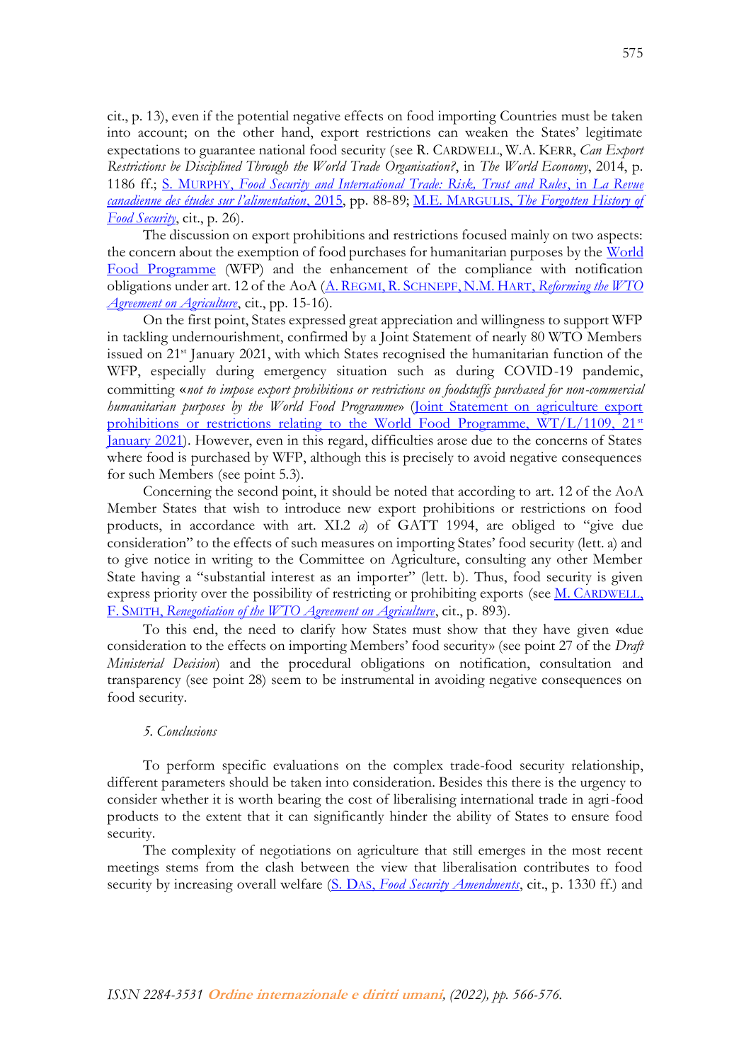cit., p. 13), even if the potential negative effects on food importing Countries must be taken into account; on the other hand, export restrictions can weaken the States' legitimate expectations to guarantee national food security (see R. CARDWELL, W.A. KERR, *Can Export Restrictions be Disciplined Through the World Trade Organisation?*, in *The World Economy*, 2014, p. 1186 ff.; S. MURPHY, *Food Security and International Trade: Risk, Trust and Rules*, in *La Revue canadienne des études sur l'alimentation*, 2015, pp. 88-89; M.E. MARGULIS, *The Forgotten History of Food Security*, cit., p. 26).

The discussion on export prohibitions and restrictions focused mainly on two aspects: the concern about the exemption of food purchases for humanitarian purposes by the World Food Programme (WFP) and the enhancement of the compliance with notification obligations under art. 12 of the AoA (A. REGMI, R. SCHNEPF, N.M. HART, *Reforming the WTO Agreement on Agriculture*, cit., pp. 15-16).

On the first point, States expressed great appreciation and willingness to support WFP in tackling undernourishment, confirmed by a Joint Statement of nearly 80 WTO Members issued on 21st January 2021, with which States recognised the humanitarian function of the WFP, especially during emergency situation such as during COVID-19 pandemic, committing «*not to impose export prohibitions or restrictions on foodstuffs purchased for non-commercial humanitarian purposes by the World Food Programme*» (Joint Statement on agriculture export prohibitions or restrictions relating to the World Food Programme, WT/L/1109, 21st January 2021). However, even in this regard, difficulties arose due to the concerns of States where food is purchased by WFP, although this is precisely to avoid negative consequences for such Members (see point 5.3).

Concerning the second point, it should be noted that according to art. 12 of the AoA Member States that wish to introduce new export prohibitions or restrictions on food products, in accordance with art. XI.2 *a)* of GATT 1994, are obliged to "give due consideration" to the effects of such measures on importing States' food security (lett. a) and to give notice in writing to the Committee on Agriculture, consulting any other Member State having a "substantial interest as an importer" (lett. b). Thus, food security is given express priority over the possibility of restricting or prohibiting exports (see M. CARDWELL, F. SMITH, *Renegotiation of the WTO Agreement on Agriculture*, cit., p. 893).

To this end, the need to clarify how States must show that they have given «due consideration to the effects on importing Members' food security» (see point 27 of the *Draft Ministerial Decision*) and the procedural obligations on notification, consultation and transparency (see point 28) seem to be instrumental in avoiding negative consequences on food security.

## *5. Conclusions*

To perform specific evaluations on the complex trade-food security relationship, different parameters should be taken into consideration. Besides this there is the urgency to consider whether it is worth bearing the cost of liberalising international trade in agri-food products to the extent that it can significantly hinder the ability of States to ensure food security.

The complexity of negotiations on agriculture that still emerges in the most recent meetings stems from the clash between the view that liberalisation contributes to food security by increasing overall welfare (S. DAS, *Food Security Amendments*, cit., p. 1330 ff.) and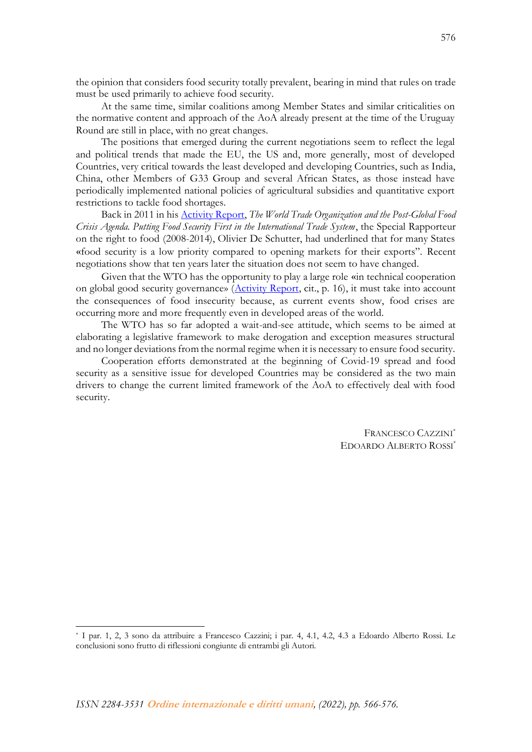the opinion that considers food security totally prevalent, bearing in mind that rules on trade must be used primarily to achieve food security.

At the same time, similar coalitions among Member States and similar criticalities on the normative content and approach of the AoA already present at the time of the Uruguay Round are still in place, with no great changes.

The positions that emerged during the current negotiations seem to reflect the legal and political trends that made the EU, the US and, more generally, most of developed Countries, very critical towards the least developed and developing Countries, such as India, China, other Members of G33 Group and several African States, as those instead have periodically implemented national policies of agricultural subsidies and quantitative export restrictions to tackle food shortages.

Back in 2011 in his Activity Report, *The World Trade Organization and the Post-Global Food Crisis Agenda. Putting Food Security First in the International Trade System*, the Special Rapporteur on the right to food (2008-2014), Olivier De Schutter, had underlined that for many States «food security is a low priority compared to opening markets for their exports". Recent negotiations show that ten years later the situation does not seem to have changed.

Given that the WTO has the opportunity to play a large role «in technical cooperation on global good security governance» (Activity Report, cit., p. 16), it must take into account the consequences of food insecurity because, as current events show, food crises are occurring more and more frequently even in developed areas of the world.

The WTO has so far adopted a wait-and-see attitude, which seems to be aimed at elaborating a legislative framework to make derogation and exception measures structural and no longer deviations from the normal regime when it is necessary to ensure food security.

Cooperation efforts demonstrated at the beginning of Covid-19 spread and food security as a sensitive issue for developed Countries may be considered as the two main drivers to change the current limited framework of the AoA to effectively deal with food security.

FRANCESCO CAZZINI[*]
EDOARDO ALBERTO ROSSI[*]

[*] I par. 1, 2, 3 sono da attribuire a Francesco Cazzini; i par. 4, 4.1, 4.2, 4.3 a Edoardo Alberto Rossi. Le conclusioni sono frutto di riflessioni congiunte di entrambi gli Autori.